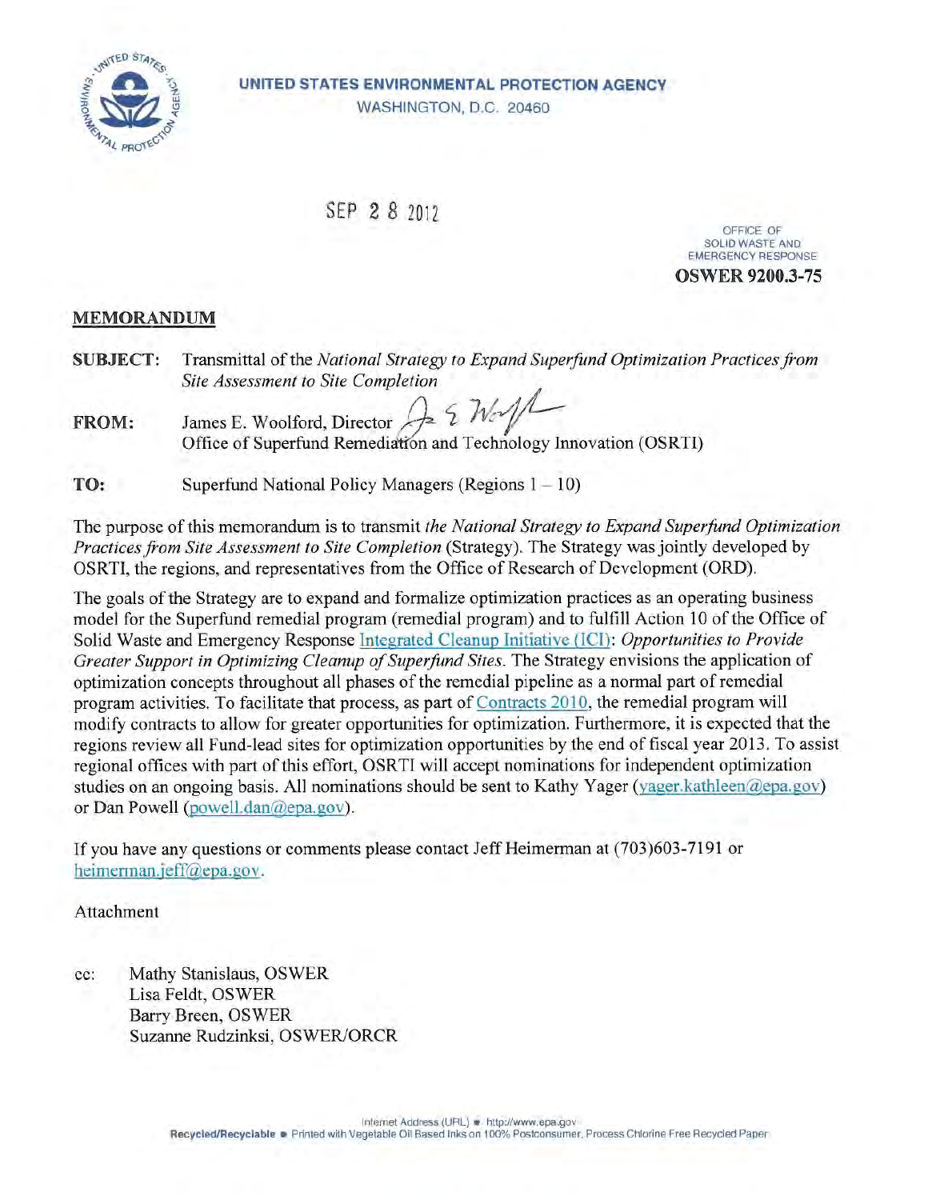**UNITED STATES ENVIRONMENTAL PROTECTION AGENCY**
WASHINGTON, D.C. 20460

SEP 28 2012

OFFICE OF
SOLID WASTE AND
EMERGENCY RESPONSE

**OSWER 9200.3-75**

**MEMORANDUM**

**SUBJECT:** Transmittal of the *National Strategy to Expand Superfund Optimization Practices from Site Assessment to Site Completion*

**FROM:** James E. Woolford, Director
Office of Superfund Remediation and Technology Innovation (OSRTI)

**TO:** Superfund National Policy Managers (Regions 1 – 10)

The purpose of this memorandum is to transmit *the National Strategy to Expand Superfund Optimization Practices from Site Assessment to Site Completion* (Strategy). The Strategy was jointly developed by OSRTI, the regions, and representatives from the Office of Research of Development (ORD).

The goals of the Strategy are to expand and formalize optimization practices as an operating business model for the Superfund remedial program (remedial program) and to fulfill Action 10 of the Office of Solid Waste and Emergency Response Integrated Cleanup Initiative (ICI): *Opportunities to Provide Greater Support in Optimizing Cleanup of Superfund Sites*. The Strategy envisions the application of optimization concepts throughout all phases of the remedial pipeline as a normal part of remedial program activities. To facilitate that process, as part of Contracts 2010, the remedial program will modify contracts to allow for greater opportunities for optimization. Furthermore, it is expected that the regions review all Fund-lead sites for optimization opportunities by the end of fiscal year 2013. To assist regional offices with part of this effort, OSRTI will accept nominations for independent optimization studies on an ongoing basis. All nominations should be sent to Kathy Yager (yager.kathleen@epa.gov) or Dan Powell (powell.dan@epa.gov).

If you have any questions or comments please contact Jeff Heimerman at (703)603-7191 or heimerman.jeff@epa.gov.

Attachment

cc: Mathy Stanislaus, OSWER
Lisa Feldt, OSWER
Barry Breen, OSWER
Suzanne Rudzinksi, OSWER/ORCR

Internet Address (URL) • http://www.epa.gov
**Recycled/Recyclable** • Printed with Vegetable Oil Based Inks on 100% Postconsumer, Process Chlorine Free Recycled Paper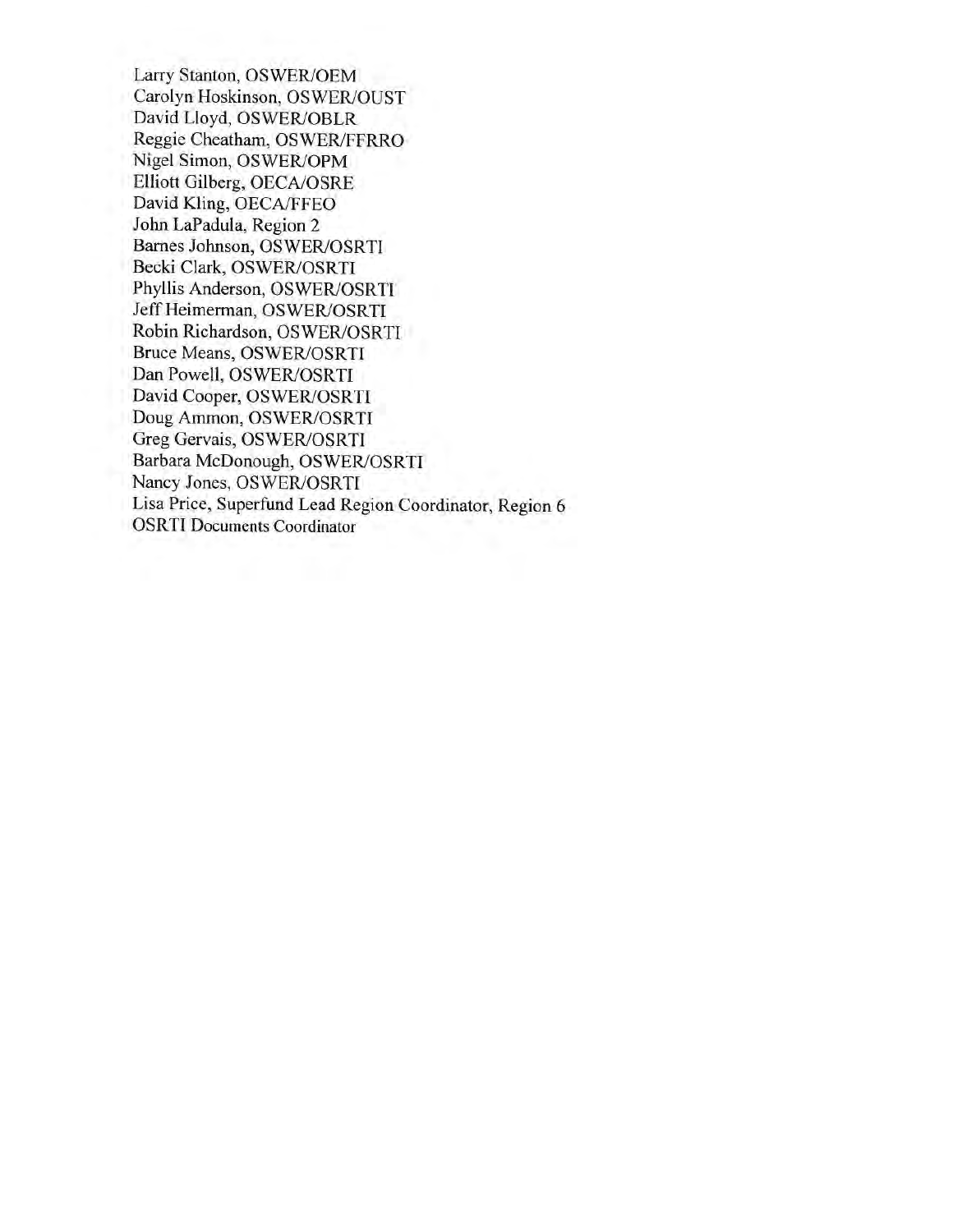Larry Stanton, OSWER/OEM
Carolyn Hoskinson, OSWER/OUST
David Lloyd, OSWER/OBLR
Reggie Cheatham, OSWER/FFRRO
Nigel Simon, OSWER/OPM
Elliott Gilberg, OECA/OSRE
David Kling, OECA/FFEO
John LaPadula, Region 2
Barnes Johnson, OSWER/OSRTI
Becki Clark, OSWER/OSRTI
Phyllis Anderson, OSWER/OSRTI
Jeff Heimerman, OSWER/OSRTI
Robin Richardson, OSWER/OSRTI
Bruce Means, OSWER/OSRTI
Dan Powell, OSWER/OSRTI
David Cooper, OSWER/OSRTI
Doug Ammon, OSWER/OSRTI
Greg Gervais, OSWER/OSRTI
Barbara McDonough, OSWER/OSRTI
Nancy Jones, OSWER/OSRTI
Lisa Price, Superfund Lead Region Coordinator, Region 6
OSRTI Documents Coordinator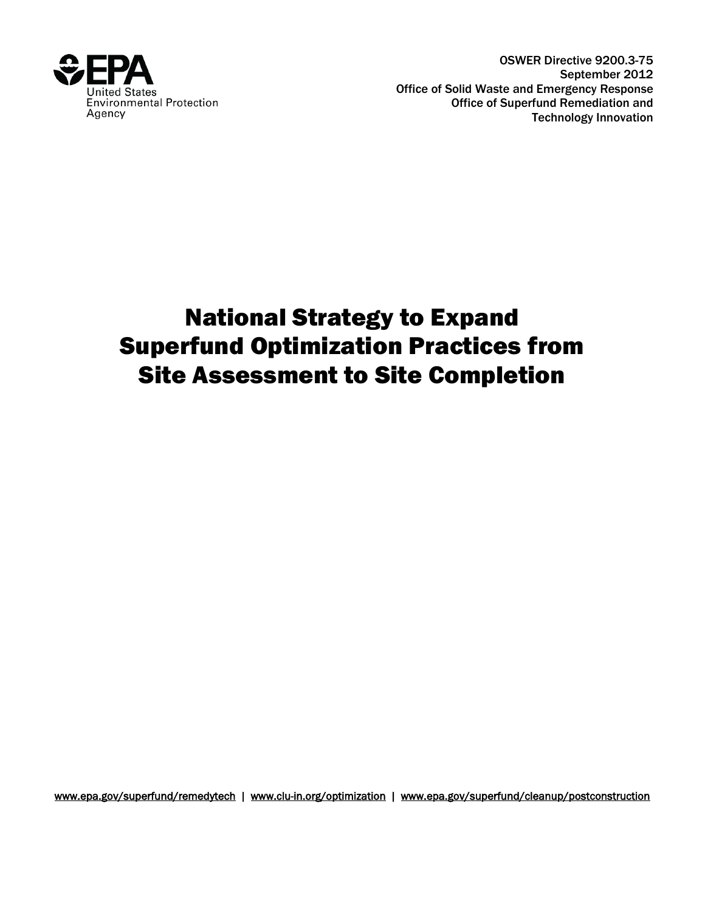United States Environmental Protection Agency

OSWER Directive 9200.3-75
September 2012
Office of Solid Waste and Emergency Response
Office of Superfund Remediation and Technology Innovation

# National Strategy to Expand Superfund Optimization Practices from Site Assessment to Site Completion

www.epa.gov/superfund/remedytech | www.clu-in.org/optimization | www.epa.gov/superfund/cleanup/postconstruction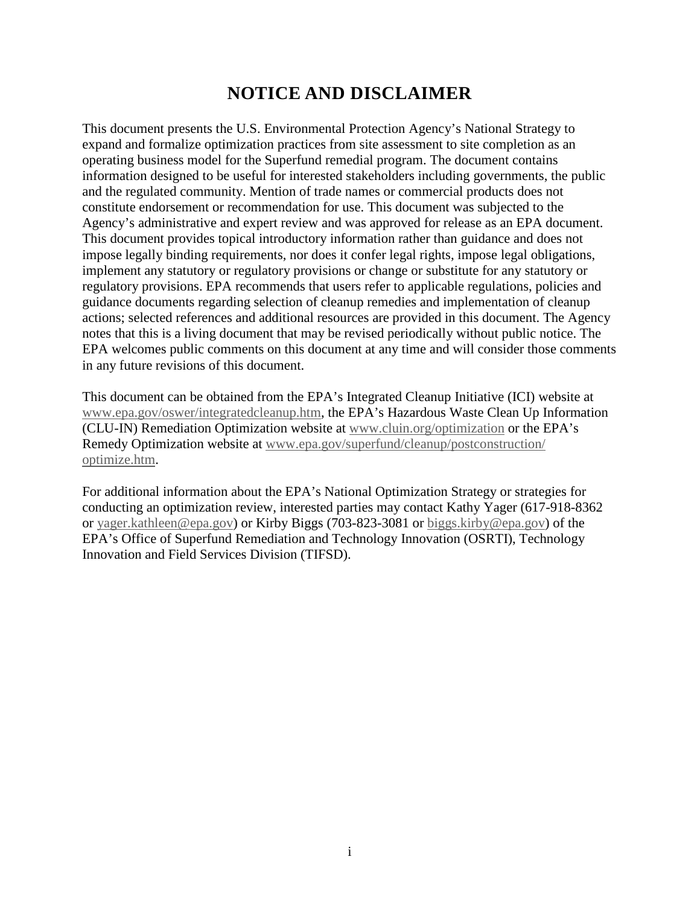# NOTICE AND DISCLAIMER

This document presents the U.S. Environmental Protection Agency's National Strategy to expand and formalize optimization practices from site assessment to site completion as an operating business model for the Superfund remedial program. The document contains information designed to be useful for interested stakeholders including governments, the public and the regulated community. Mention of trade names or commercial products does not constitute endorsement or recommendation for use. This document was subjected to the Agency's administrative and expert review and was approved for release as an EPA document. This document provides topical introductory information rather than guidance and does not impose legally binding requirements, nor does it confer legal rights, impose legal obligations, implement any statutory or regulatory provisions or change or substitute for any statutory or regulatory provisions. EPA recommends that users refer to applicable regulations, policies and guidance documents regarding selection of cleanup remedies and implementation of cleanup actions; selected references and additional resources are provided in this document. The Agency notes that this is a living document that may be revised periodically without public notice. The EPA welcomes public comments on this document at any time and will consider those comments in any future revisions of this document.

This document can be obtained from the EPA's Integrated Cleanup Initiative (ICI) website at www.epa.gov/oswer/integratedcleanup.htm, the EPA's Hazardous Waste Clean Up Information (CLU-IN) Remediation Optimization website at www.cluin.org/optimization or the EPA's Remedy Optimization website at www.epa.gov/superfund/cleanup/postconstruction/optimize.htm.

For additional information about the EPA's National Optimization Strategy or strategies for conducting an optimization review, interested parties may contact Kathy Yager (617-918-8362 or yager.kathleen@epa.gov) or Kirby Biggs (703-823-3081 or biggs.kirby@epa.gov) of the EPA's Office of Superfund Remediation and Technology Innovation (OSRTI), Technology Innovation and Field Services Division (TIFSD).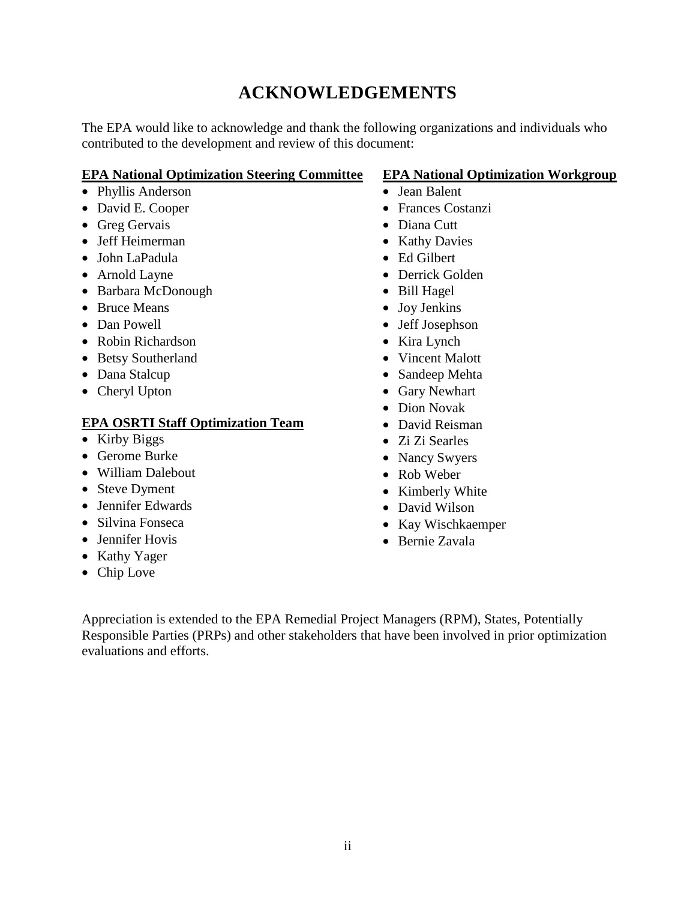# ACKNOWLEDGEMENTS

The EPA would like to acknowledge and thank the following organizations and individuals who contributed to the development and review of this document:

**EPA National Optimization Steering Committee**

- Phyllis Anderson
- David E. Cooper
- Greg Gervais
- Jeff Heimerman
- John LaPadula
- Arnold Layne
- Barbara McDonough
- Bruce Means
- Dan Powell
- Robin Richardson
- Betsy Southerland
- Dana Stalcup
- Cheryl Upton

**EPA OSRTI Staff Optimization Team**

- Kirby Biggs
- Gerome Burke
- William Dalebout
- Steve Dyment
- Jennifer Edwards
- Silvina Fonseca
- Jennifer Hovis
- Kathy Yager
- Chip Love

**EPA National Optimization Workgroup**

- Jean Balent
- Frances Costanzi
- Diana Cutt
- Kathy Davies
- Ed Gilbert
- Derrick Golden
- Bill Hagel
- Joy Jenkins
- Jeff Josephson
- Kira Lynch
- Vincent Malott
- Sandeep Mehta
- Gary Newhart
- Dion Novak
- David Reisman
- Zi Zi Searles
- Nancy Swyers
- Rob Weber
- Kimberly White
- David Wilson
- Kay Wischkaemper
- Bernie Zavala

Appreciation is extended to the EPA Remedial Project Managers (RPM), States, Potentially Responsible Parties (PRPs) and other stakeholders that have been involved in prior optimization evaluations and efforts.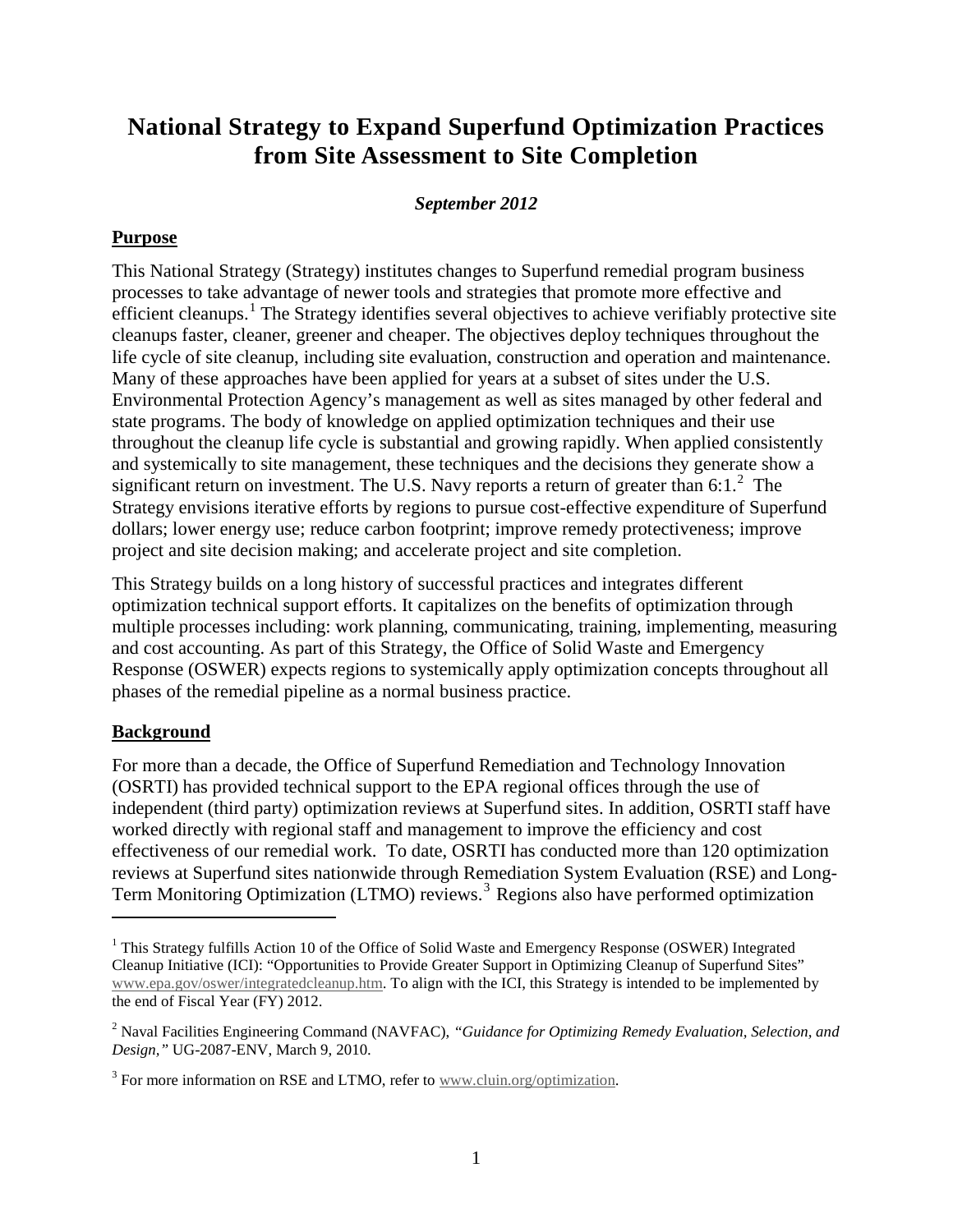# National Strategy to Expand Superfund Optimization Practices from Site Assessment to Site Completion

***September 2012***

## Purpose

This National Strategy (Strategy) institutes changes to Superfund remedial program business processes to take advantage of newer tools and strategies that promote more effective and efficient cleanups.[1] The Strategy identifies several objectives to achieve verifiably protective site cleanups faster, cleaner, greener and cheaper. The objectives deploy techniques throughout the life cycle of site cleanup, including site evaluation, construction and operation and maintenance. Many of these approaches have been applied for years at a subset of sites under the U.S. Environmental Protection Agency's management as well as sites managed by other federal and state programs. The body of knowledge on applied optimization techniques and their use throughout the cleanup life cycle is substantial and growing rapidly. When applied consistently and systemically to site management, these techniques and the decisions they generate show a significant return on investment. The U.S. Navy reports a return of greater than 6:1.[2] The Strategy envisions iterative efforts by regions to pursue cost-effective expenditure of Superfund dollars; lower energy use; reduce carbon footprint; improve remedy protectiveness; improve project and site decision making; and accelerate project and site completion.

This Strategy builds on a long history of successful practices and integrates different optimization technical support efforts. It capitalizes on the benefits of optimization through multiple processes including: work planning, communicating, training, implementing, measuring and cost accounting. As part of this Strategy, the Office of Solid Waste and Emergency Response (OSWER) expects regions to systemically apply optimization concepts throughout all phases of the remedial pipeline as a normal business practice.

## Background

For more than a decade, the Office of Superfund Remediation and Technology Innovation (OSRTI) has provided technical support to the EPA regional offices through the use of independent (third party) optimization reviews at Superfund sites. In addition, OSRTI staff have worked directly with regional staff and management to improve the efficiency and cost effectiveness of our remedial work. To date, OSRTI has conducted more than 120 optimization reviews at Superfund sites nationwide through Remediation System Evaluation (RSE) and Long-Term Monitoring Optimization (LTMO) reviews.[3] Regions also have performed optimization

---

[1] This Strategy fulfills Action 10 of the Office of Solid Waste and Emergency Response (OSWER) Integrated Cleanup Initiative (ICI): "Opportunities to Provide Greater Support in Optimizing Cleanup of Superfund Sites" www.epa.gov/oswer/integratedcleanup.htm. To align with the ICI, this Strategy is intended to be implemented by the end of Fiscal Year (FY) 2012.

[2] Naval Facilities Engineering Command (NAVFAC), *"Guidance for Optimizing Remedy Evaluation, Selection, and Design,"* UG-2087-ENV, March 9, 2010.

[3] For more information on RSE and LTMO, refer to www.cluin.org/optimization.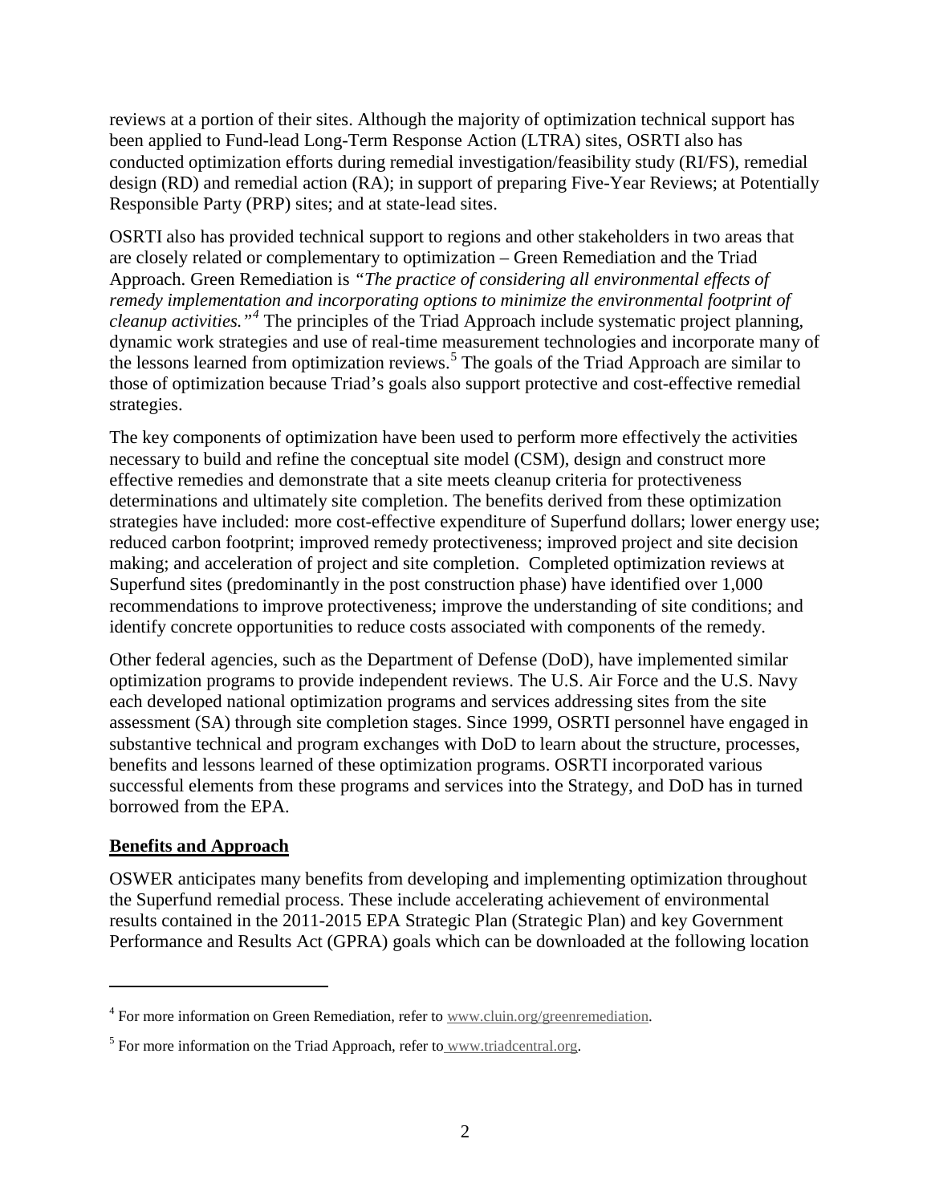reviews at a portion of their sites. Although the majority of optimization technical support has been applied to Fund-lead Long-Term Response Action (LTRA) sites, OSRTI also has conducted optimization efforts during remedial investigation/feasibility study (RI/FS), remedial design (RD) and remedial action (RA); in support of preparing Five-Year Reviews; at Potentially Responsible Party (PRP) sites; and at state-lead sites.

OSRTI also has provided technical support to regions and other stakeholders in two areas that are closely related or complementary to optimization – Green Remediation and the Triad Approach. Green Remediation is *"The practice of considering all environmental effects of remedy implementation and incorporating options to minimize the environmental footprint of cleanup activities."*[4] The principles of the Triad Approach include systematic project planning, dynamic work strategies and use of real-time measurement technologies and incorporate many of the lessons learned from optimization reviews.[5] The goals of the Triad Approach are similar to those of optimization because Triad's goals also support protective and cost-effective remedial strategies.

The key components of optimization have been used to perform more effectively the activities necessary to build and refine the conceptual site model (CSM), design and construct more effective remedies and demonstrate that a site meets cleanup criteria for protectiveness determinations and ultimately site completion. The benefits derived from these optimization strategies have included: more cost-effective expenditure of Superfund dollars; lower energy use; reduced carbon footprint; improved remedy protectiveness; improved project and site decision making; and acceleration of project and site completion. Completed optimization reviews at Superfund sites (predominantly in the post construction phase) have identified over 1,000 recommendations to improve protectiveness; improve the understanding of site conditions; and identify concrete opportunities to reduce costs associated with components of the remedy.

Other federal agencies, such as the Department of Defense (DoD), have implemented similar optimization programs to provide independent reviews. The U.S. Air Force and the U.S. Navy each developed national optimization programs and services addressing sites from the site assessment (SA) through site completion stages. Since 1999, OSRTI personnel have engaged in substantive technical and program exchanges with DoD to learn about the structure, processes, benefits and lessons learned of these optimization programs. OSRTI incorporated various successful elements from these programs and services into the Strategy, and DoD has in turned borrowed from the EPA.

**Benefits and Approach**

OSWER anticipates many benefits from developing and implementing optimization throughout the Superfund remedial process. These include accelerating achievement of environmental results contained in the 2011-2015 EPA Strategic Plan (Strategic Plan) and key Government Performance and Results Act (GPRA) goals which can be downloaded at the following location

---

[4] For more information on Green Remediation, refer to www.cluin.org/greenremediation.

[5] For more information on the Triad Approach, refer to www.triadcentral.org.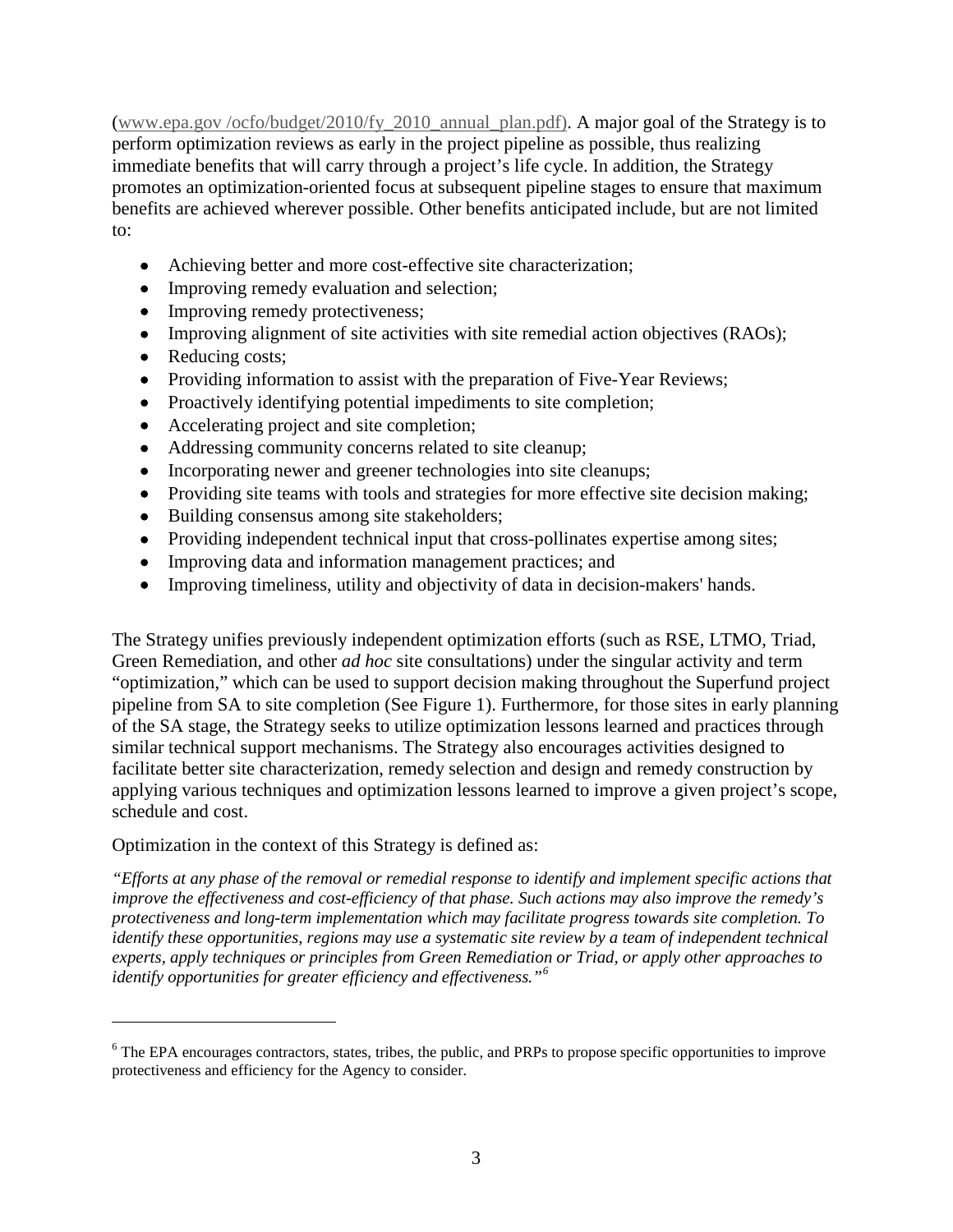(www.epa.gov /ocfo/budget/2010/fy_2010_annual_plan.pdf). A major goal of the Strategy is to perform optimization reviews as early in the project pipeline as possible, thus realizing immediate benefits that will carry through a project's life cycle. In addition, the Strategy promotes an optimization-oriented focus at subsequent pipeline stages to ensure that maximum benefits are achieved wherever possible. Other benefits anticipated include, but are not limited to:

- Achieving better and more cost-effective site characterization;
- Improving remedy evaluation and selection;
- Improving remedy protectiveness;
- Improving alignment of site activities with site remedial action objectives (RAOs);
- Reducing costs;
- Providing information to assist with the preparation of Five-Year Reviews;
- Proactively identifying potential impediments to site completion;
- Accelerating project and site completion;
- Addressing community concerns related to site cleanup;
- Incorporating newer and greener technologies into site cleanups;
- Providing site teams with tools and strategies for more effective site decision making;
- Building consensus among site stakeholders;
- Providing independent technical input that cross-pollinates expertise among sites;
- Improving data and information management practices; and
- Improving timeliness, utility and objectivity of data in decision-makers' hands.

The Strategy unifies previously independent optimization efforts (such as RSE, LTMO, Triad, Green Remediation, and other *ad hoc* site consultations) under the singular activity and term "optimization," which can be used to support decision making throughout the Superfund project pipeline from SA to site completion (See Figure 1). Furthermore, for those sites in early planning of the SA stage, the Strategy seeks to utilize optimization lessons learned and practices through similar technical support mechanisms. The Strategy also encourages activities designed to facilitate better site characterization, remedy selection and design and remedy construction by applying various techniques and optimization lessons learned to improve a given project's scope, schedule and cost.

Optimization in the context of this Strategy is defined as:

*"Efforts at any phase of the removal or remedial response to identify and implement specific actions that improve the effectiveness and cost-efficiency of that phase. Such actions may also improve the remedy's protectiveness and long-term implementation which may facilitate progress towards site completion. To identify these opportunities, regions may use a systematic site review by a team of independent technical experts, apply techniques or principles from Green Remediation or Triad, or apply other approaches to identify opportunities for greater efficiency and effectiveness."*[6]

---

[6] The EPA encourages contractors, states, tribes, the public, and PRPs to propose specific opportunities to improve protectiveness and efficiency for the Agency to consider.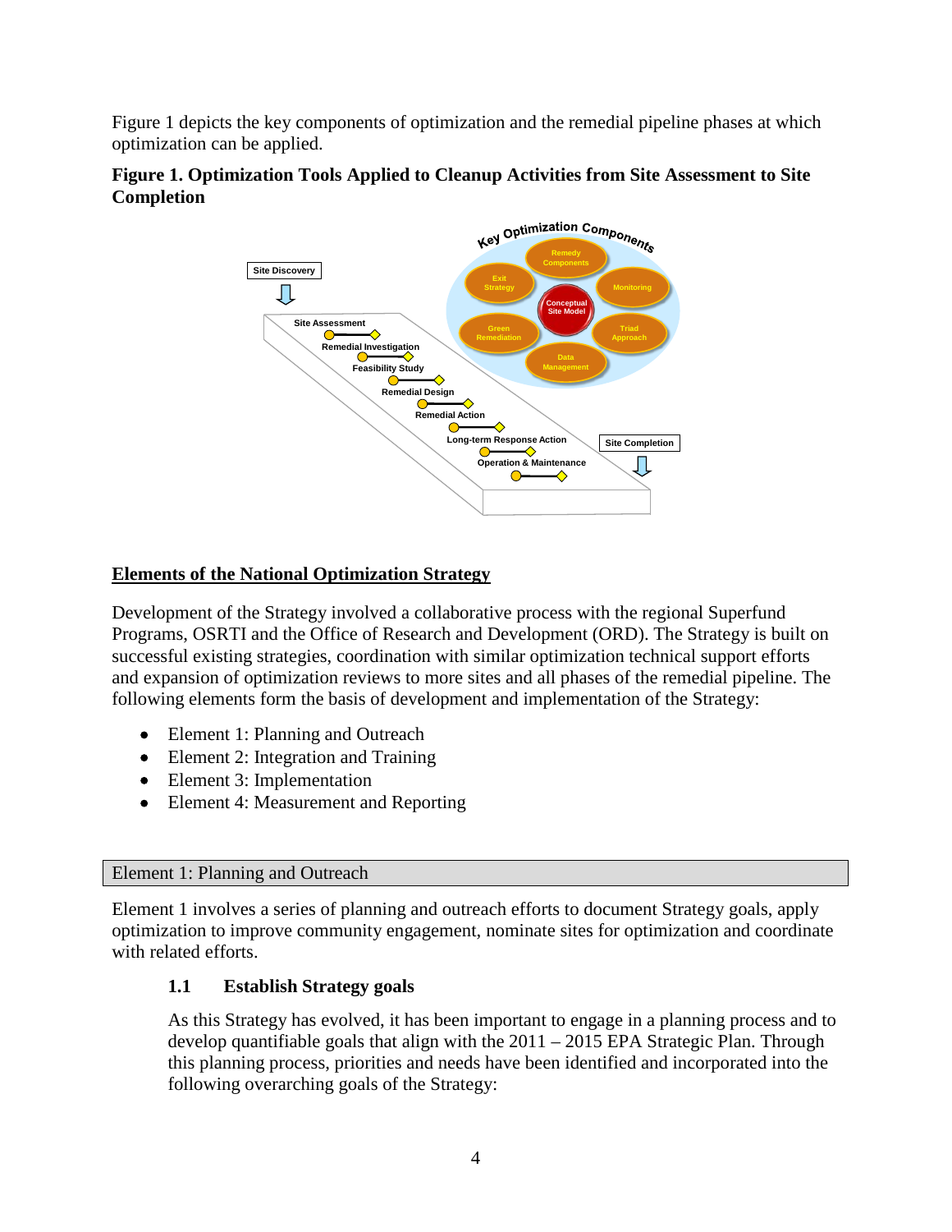Figure 1 depicts the key components of optimization and the remedial pipeline phases at which optimization can be applied.

**Figure 1. Optimization Tools Applied to Cleanup Activities from Site Assessment to Site Completion**

## Elements of the National Optimization Strategy

Development of the Strategy involved a collaborative process with the regional Superfund Programs, OSRTI and the Office of Research and Development (ORD). The Strategy is built on successful existing strategies, coordination with similar optimization technical support efforts and expansion of optimization reviews to more sites and all phases of the remedial pipeline. The following elements form the basis of development and implementation of the Strategy:

- Element 1: Planning and Outreach
- Element 2: Integration and Training
- Element 3: Implementation
- Element 4: Measurement and Reporting

### Element 1: Planning and Outreach

Element 1 involves a series of planning and outreach efforts to document Strategy goals, apply optimization to improve community engagement, nominate sites for optimization and coordinate with related efforts.

#### 1.1 Establish Strategy goals

As this Strategy has evolved, it has been important to engage in a planning process and to develop quantifiable goals that align with the 2011 – 2015 EPA Strategic Plan. Through this planning process, priorities and needs have been identified and incorporated into the following overarching goals of the Strategy: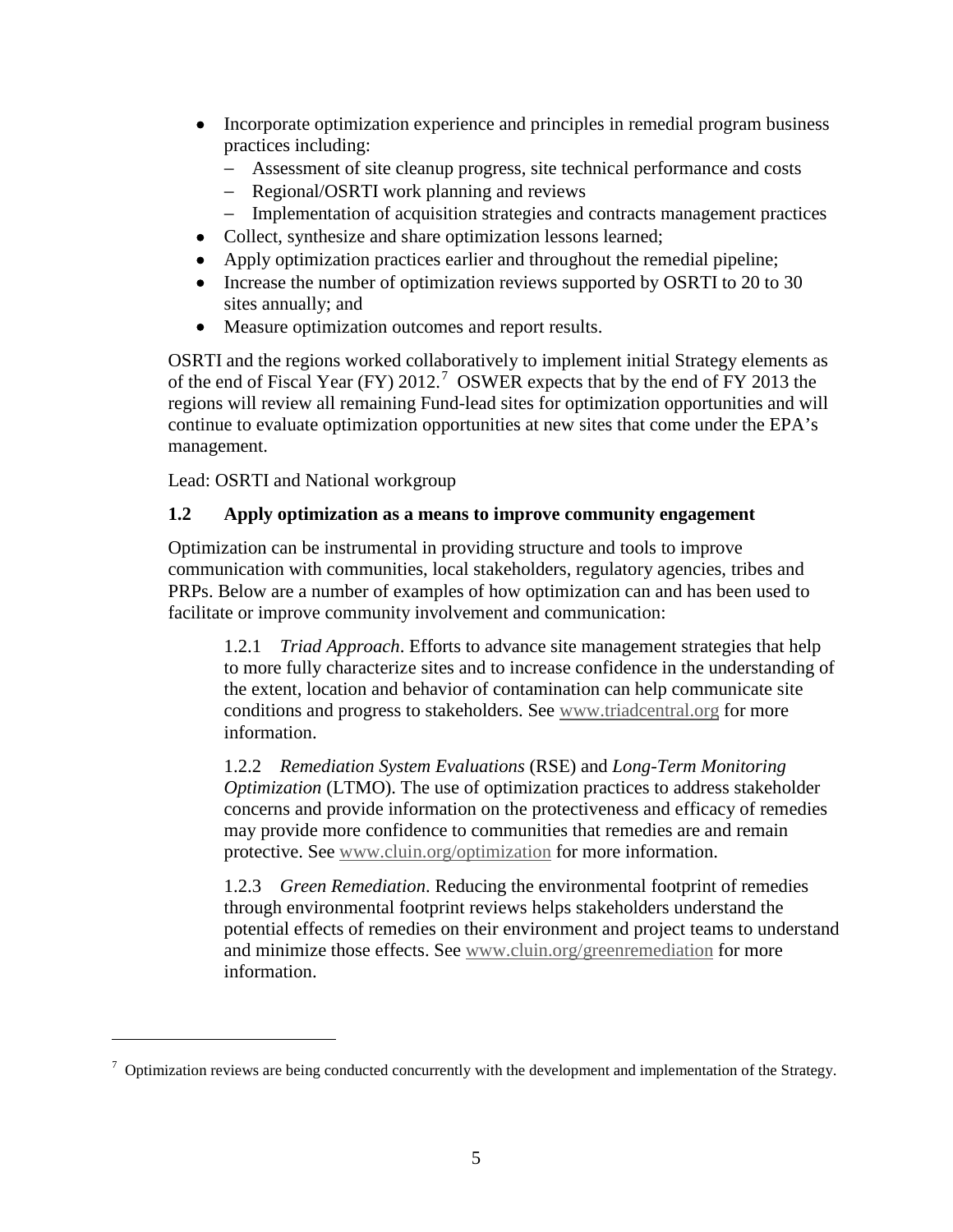- Incorporate optimization experience and principles in remedial program business practices including:
  - Assessment of site cleanup progress, site technical performance and costs
  - Regional/OSRTI work planning and reviews
  - Implementation of acquisition strategies and contracts management practices
- Collect, synthesize and share optimization lessons learned;
- Apply optimization practices earlier and throughout the remedial pipeline;
- Increase the number of optimization reviews supported by OSRTI to 20 to 30 sites annually; and
- Measure optimization outcomes and report results.

OSRTI and the regions worked collaboratively to implement initial Strategy elements as of the end of Fiscal Year (FY) 2012.[7] OSWER expects that by the end of FY 2013 the regions will review all remaining Fund-lead sites for optimization opportunities and will continue to evaluate optimization opportunities at new sites that come under the EPA's management.

Lead: OSRTI and National workgroup

### 1.2 Apply optimization as a means to improve community engagement

Optimization can be instrumental in providing structure and tools to improve communication with communities, local stakeholders, regulatory agencies, tribes and PRPs. Below are a number of examples of how optimization can and has been used to facilitate or improve community involvement and communication:

1.2.1 *Triad Approach*. Efforts to advance site management strategies that help to more fully characterize sites and to increase confidence in the understanding of the extent, location and behavior of contamination can help communicate site conditions and progress to stakeholders. See www.triadcentral.org for more information.

1.2.2 *Remediation System Evaluations* (RSE) and *Long-Term Monitoring Optimization* (LTMO). The use of optimization practices to address stakeholder concerns and provide information on the protectiveness and efficacy of remedies may provide more confidence to communities that remedies are and remain protective. See www.cluin.org/optimization for more information.

1.2.3 *Green Remediation*. Reducing the environmental footprint of remedies through environmental footprint reviews helps stakeholders understand the potential effects of remedies on their environment and project teams to understand and minimize those effects. See www.cluin.org/greenremediation for more information.

---

[7] Optimization reviews are being conducted concurrently with the development and implementation of the Strategy.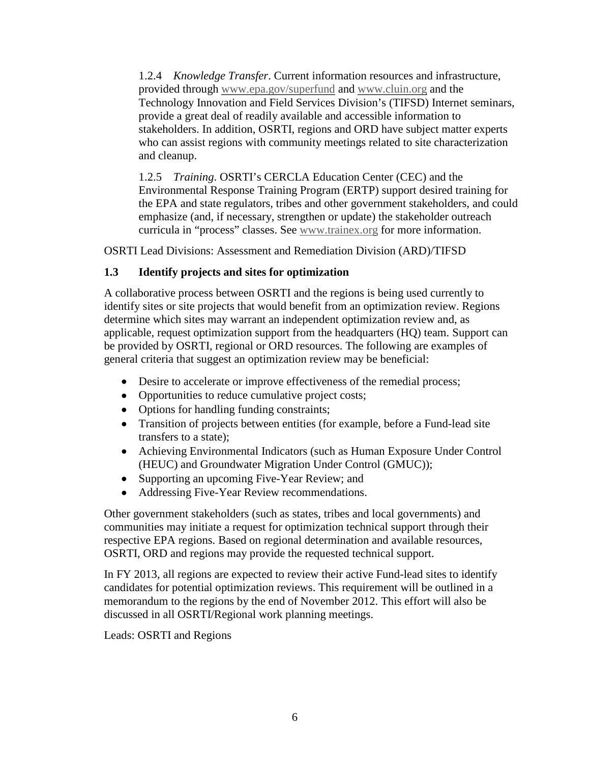1.2.4 *Knowledge Transfer*. Current information resources and infrastructure, provided through www.epa.gov/superfund and www.cluin.org and the Technology Innovation and Field Services Division's (TIFSD) Internet seminars, provide a great deal of readily available and accessible information to stakeholders. In addition, OSRTI, regions and ORD have subject matter experts who can assist regions with community meetings related to site characterization and cleanup.

1.2.5 *Training*. OSRTI's CERCLA Education Center (CEC) and the Environmental Response Training Program (ERTP) support desired training for the EPA and state regulators, tribes and other government stakeholders, and could emphasize (and, if necessary, strengthen or update) the stakeholder outreach curricula in "process" classes. See www.trainex.org for more information.

OSRTI Lead Divisions: Assessment and Remediation Division (ARD)/TIFSD

### 1.3 Identify projects and sites for optimization

A collaborative process between OSRTI and the regions is being used currently to identify sites or site projects that would benefit from an optimization review. Regions determine which sites may warrant an independent optimization review and, as applicable, request optimization support from the headquarters (HQ) team. Support can be provided by OSRTI, regional or ORD resources. The following are examples of general criteria that suggest an optimization review may be beneficial:

- Desire to accelerate or improve effectiveness of the remedial process;
- Opportunities to reduce cumulative project costs;
- Options for handling funding constraints;
- Transition of projects between entities (for example, before a Fund-lead site transfers to a state);
- Achieving Environmental Indicators (such as Human Exposure Under Control (HEUC) and Groundwater Migration Under Control (GMUC));
- Supporting an upcoming Five-Year Review; and
- Addressing Five-Year Review recommendations.

Other government stakeholders (such as states, tribes and local governments) and communities may initiate a request for optimization technical support through their respective EPA regions. Based on regional determination and available resources, OSRTI, ORD and regions may provide the requested technical support.

In FY 2013, all regions are expected to review their active Fund-lead sites to identify candidates for potential optimization reviews. This requirement will be outlined in a memorandum to the regions by the end of November 2012. This effort will also be discussed in all OSRTI/Regional work planning meetings.

Leads: OSRTI and Regions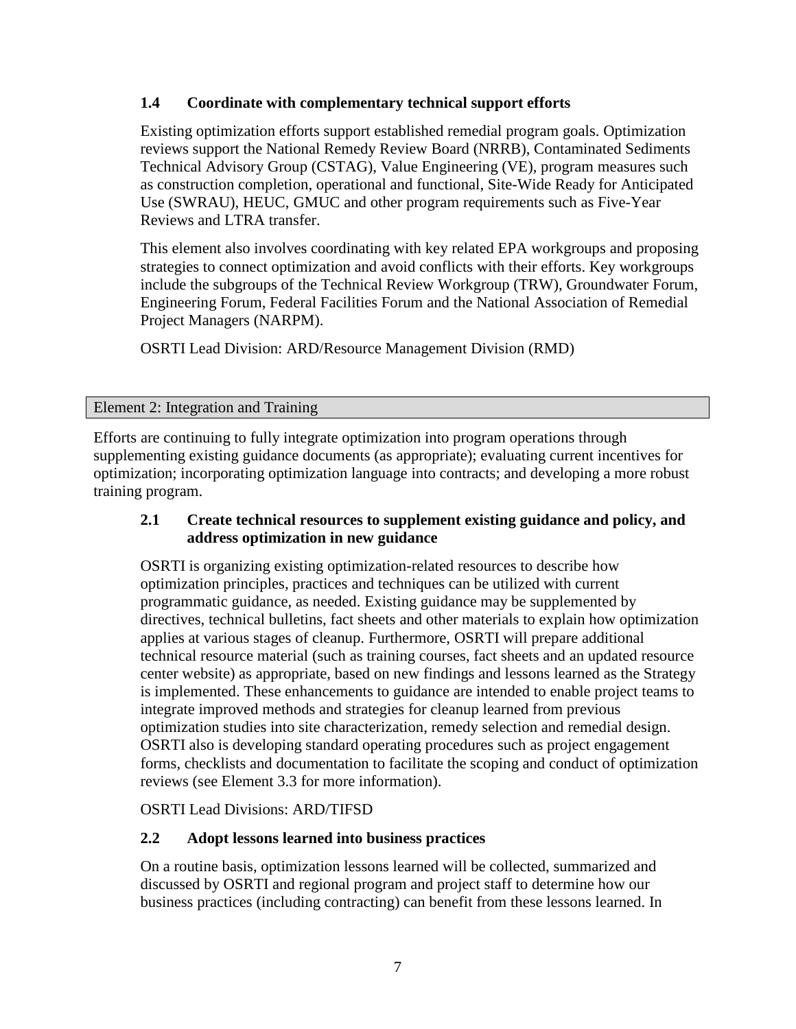### 1.4 Coordinate with complementary technical support efforts

Existing optimization efforts support established remedial program goals. Optimization reviews support the National Remedy Review Board (NRRB), Contaminated Sediments Technical Advisory Group (CSTAG), Value Engineering (VE), program measures such as construction completion, operational and functional, Site-Wide Ready for Anticipated Use (SWRAU), HEUC, GMUC and other program requirements such as Five-Year Reviews and LTRA transfer.

This element also involves coordinating with key related EPA workgroups and proposing strategies to connect optimization and avoid conflicts with their efforts. Key workgroups include the subgroups of the Technical Review Workgroup (TRW), Groundwater Forum, Engineering Forum, Federal Facilities Forum and the National Association of Remedial Project Managers (NARPM).

OSRTI Lead Division: ARD/Resource Management Division (RMD)

## Element 2: Integration and Training

Efforts are continuing to fully integrate optimization into program operations through supplementing existing guidance documents (as appropriate); evaluating current incentives for optimization; incorporating optimization language into contracts; and developing a more robust training program.

### 2.1 Create technical resources to supplement existing guidance and policy, and address optimization in new guidance

OSRTI is organizing existing optimization-related resources to describe how optimization principles, practices and techniques can be utilized with current programmatic guidance, as needed. Existing guidance may be supplemented by directives, technical bulletins, fact sheets and other materials to explain how optimization applies at various stages of cleanup. Furthermore, OSRTI will prepare additional technical resource material (such as training courses, fact sheets and an updated resource center website) as appropriate, based on new findings and lessons learned as the Strategy is implemented. These enhancements to guidance are intended to enable project teams to integrate improved methods and strategies for cleanup learned from previous optimization studies into site characterization, remedy selection and remedial design. OSRTI also is developing standard operating procedures such as project engagement forms, checklists and documentation to facilitate the scoping and conduct of optimization reviews (see Element 3.3 for more information).

OSRTI Lead Divisions: ARD/TIFSD

### 2.2 Adopt lessons learned into business practices

On a routine basis, optimization lessons learned will be collected, summarized and discussed by OSRTI and regional program and project staff to determine how our business practices (including contracting) can benefit from these lessons learned. In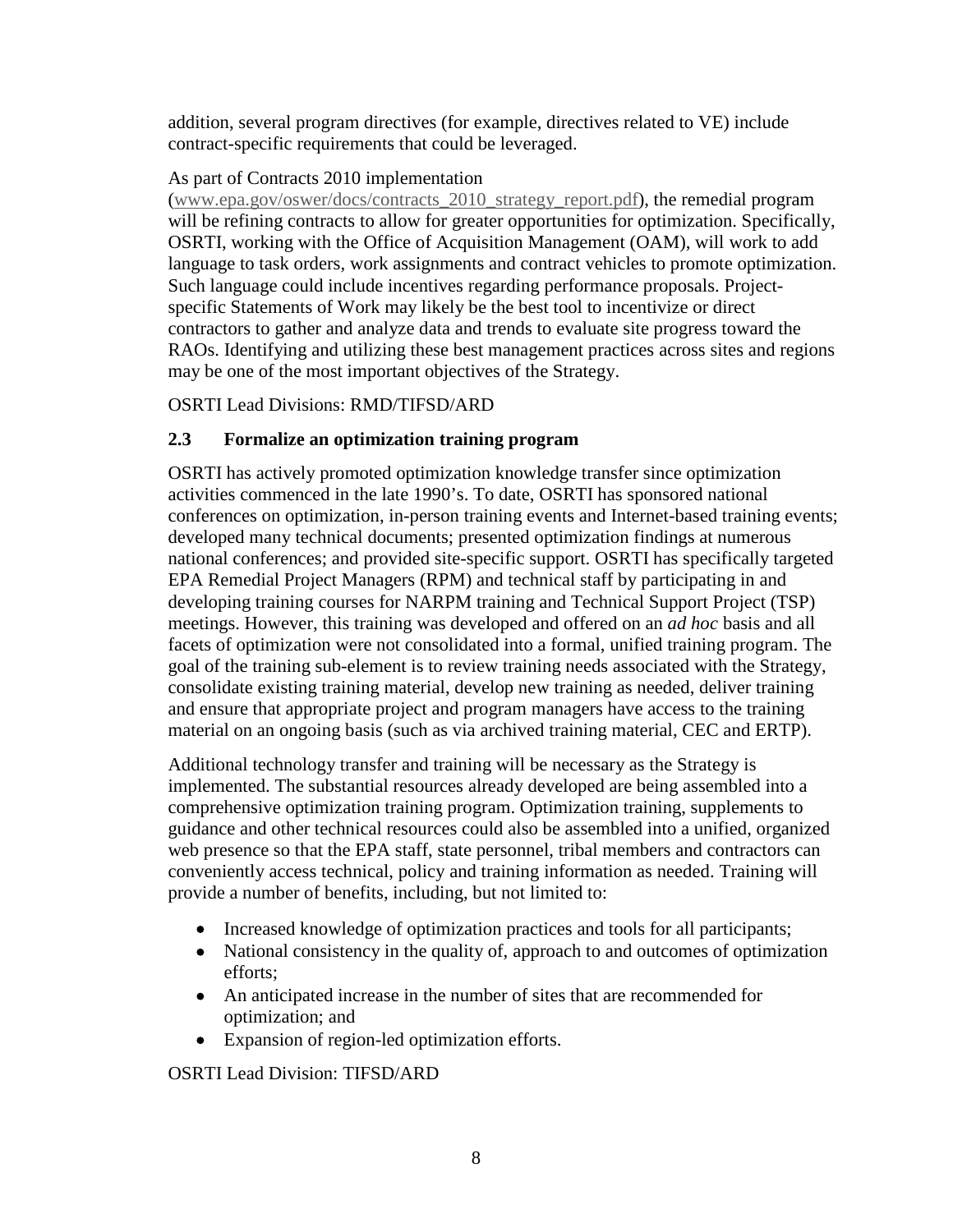addition, several program directives (for example, directives related to VE) include contract-specific requirements that could be leveraged.

As part of Contracts 2010 implementation (www.epa.gov/oswer/docs/contracts_2010_strategy_report.pdf), the remedial program will be refining contracts to allow for greater opportunities for optimization. Specifically, OSRTI, working with the Office of Acquisition Management (OAM), will work to add language to task orders, work assignments and contract vehicles to promote optimization. Such language could include incentives regarding performance proposals. Project-specific Statements of Work may likely be the best tool to incentivize or direct contractors to gather and analyze data and trends to evaluate site progress toward the RAOs. Identifying and utilizing these best management practices across sites and regions may be one of the most important objectives of the Strategy.

OSRTI Lead Divisions: RMD/TIFSD/ARD

### 2.3 Formalize an optimization training program

OSRTI has actively promoted optimization knowledge transfer since optimization activities commenced in the late 1990's. To date, OSRTI has sponsored national conferences on optimization, in-person training events and Internet-based training events; developed many technical documents; presented optimization findings at numerous national conferences; and provided site-specific support. OSRTI has specifically targeted EPA Remedial Project Managers (RPM) and technical staff by participating in and developing training courses for NARPM training and Technical Support Project (TSP) meetings. However, this training was developed and offered on an *ad hoc* basis and all facets of optimization were not consolidated into a formal, unified training program. The goal of the training sub-element is to review training needs associated with the Strategy, consolidate existing training material, develop new training as needed, deliver training and ensure that appropriate project and program managers have access to the training material on an ongoing basis (such as via archived training material, CEC and ERTP).

Additional technology transfer and training will be necessary as the Strategy is implemented. The substantial resources already developed are being assembled into a comprehensive optimization training program. Optimization training, supplements to guidance and other technical resources could also be assembled into a unified, organized web presence so that the EPA staff, state personnel, tribal members and contractors can conveniently access technical, policy and training information as needed. Training will provide a number of benefits, including, but not limited to:

- Increased knowledge of optimization practices and tools for all participants;
- National consistency in the quality of, approach to and outcomes of optimization efforts;
- An anticipated increase in the number of sites that are recommended for optimization; and
- Expansion of region-led optimization efforts.

OSRTI Lead Division: TIFSD/ARD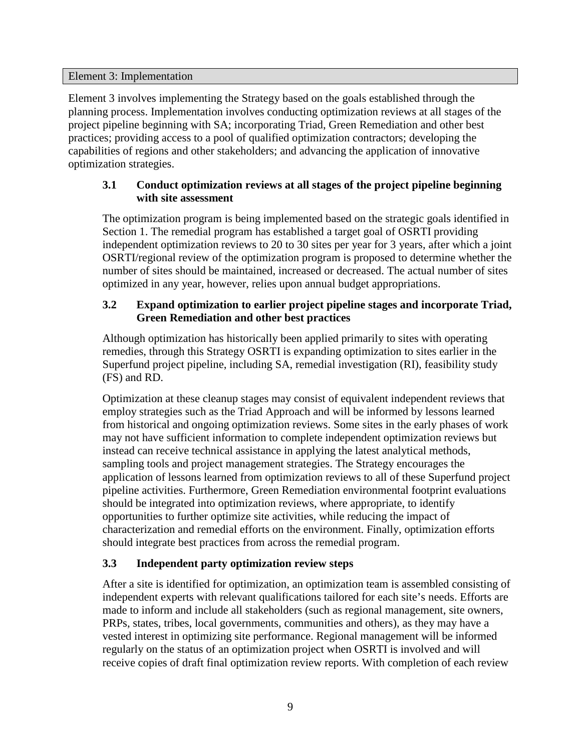## Element 3: Implementation

Element 3 involves implementing the Strategy based on the goals established through the planning process. Implementation involves conducting optimization reviews at all stages of the project pipeline beginning with SA; incorporating Triad, Green Remediation and other best practices; providing access to a pool of qualified optimization contractors; developing the capabilities of regions and other stakeholders; and advancing the application of innovative optimization strategies.

### 3.1 Conduct optimization reviews at all stages of the project pipeline beginning with site assessment

The optimization program is being implemented based on the strategic goals identified in Section 1. The remedial program has established a target goal of OSRTI providing independent optimization reviews to 20 to 30 sites per year for 3 years, after which a joint OSRTI/regional review of the optimization program is proposed to determine whether the number of sites should be maintained, increased or decreased. The actual number of sites optimized in any year, however, relies upon annual budget appropriations.

### 3.2 Expand optimization to earlier project pipeline stages and incorporate Triad, Green Remediation and other best practices

Although optimization has historically been applied primarily to sites with operating remedies, through this Strategy OSRTI is expanding optimization to sites earlier in the Superfund project pipeline, including SA, remedial investigation (RI), feasibility study (FS) and RD.

Optimization at these cleanup stages may consist of equivalent independent reviews that employ strategies such as the Triad Approach and will be informed by lessons learned from historical and ongoing optimization reviews. Some sites in the early phases of work may not have sufficient information to complete independent optimization reviews but instead can receive technical assistance in applying the latest analytical methods, sampling tools and project management strategies. The Strategy encourages the application of lessons learned from optimization reviews to all of these Superfund project pipeline activities. Furthermore, Green Remediation environmental footprint evaluations should be integrated into optimization reviews, where appropriate, to identify opportunities to further optimize site activities, while reducing the impact of characterization and remedial efforts on the environment. Finally, optimization efforts should integrate best practices from across the remedial program.

### 3.3 Independent party optimization review steps

After a site is identified for optimization, an optimization team is assembled consisting of independent experts with relevant qualifications tailored for each site's needs. Efforts are made to inform and include all stakeholders (such as regional management, site owners, PRPs, states, tribes, local governments, communities and others), as they may have a vested interest in optimizing site performance. Regional management will be informed regularly on the status of an optimization project when OSRTI is involved and will receive copies of draft final optimization review reports. With completion of each review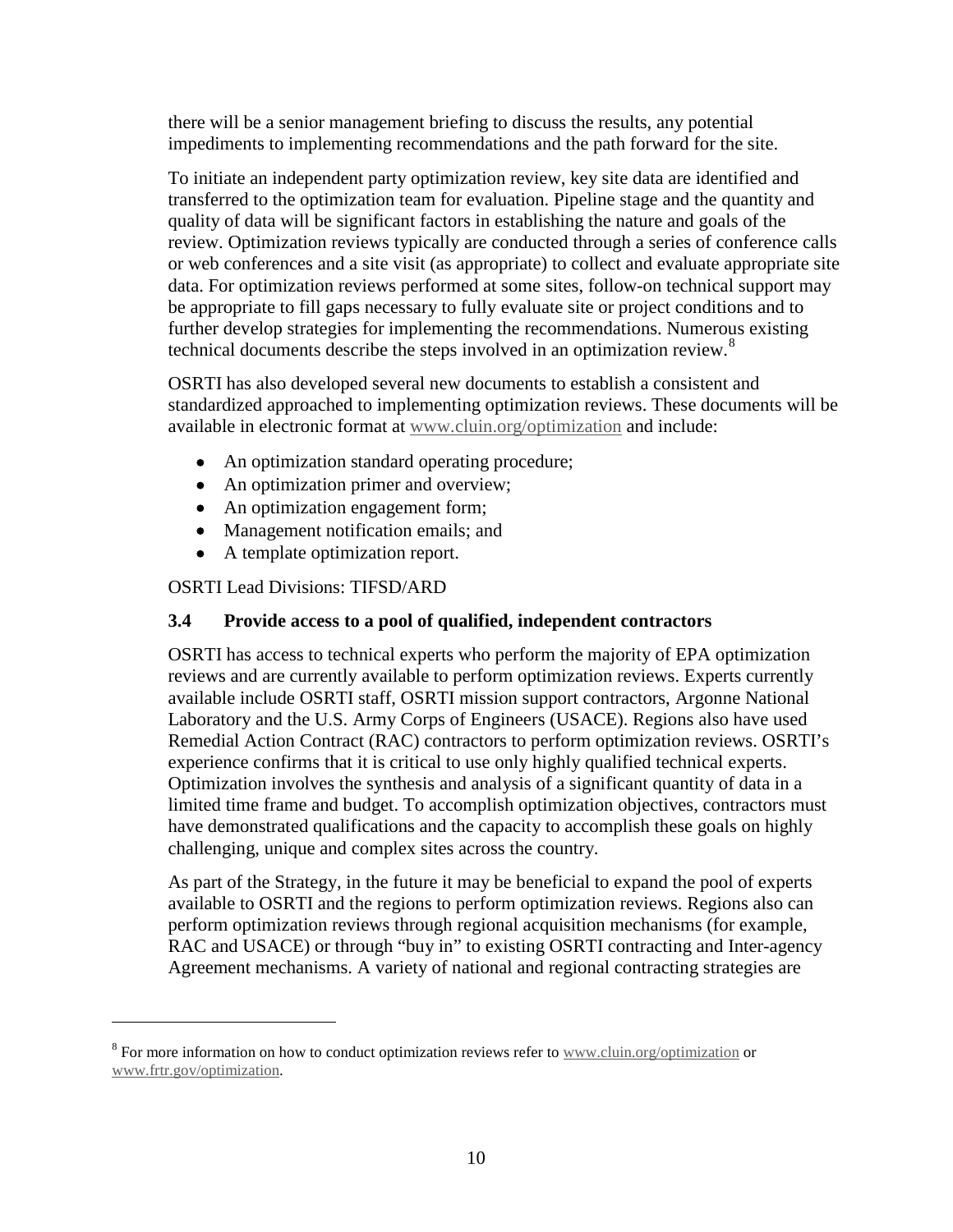there will be a senior management briefing to discuss the results, any potential impediments to implementing recommendations and the path forward for the site.

To initiate an independent party optimization review, key site data are identified and transferred to the optimization team for evaluation. Pipeline stage and the quantity and quality of data will be significant factors in establishing the nature and goals of the review. Optimization reviews typically are conducted through a series of conference calls or web conferences and a site visit (as appropriate) to collect and evaluate appropriate site data. For optimization reviews performed at some sites, follow-on technical support may be appropriate to fill gaps necessary to fully evaluate site or project conditions and to further develop strategies for implementing the recommendations. Numerous existing technical documents describe the steps involved in an optimization review.[8]

OSRTI has also developed several new documents to establish a consistent and standardized approached to implementing optimization reviews. These documents will be available in electronic format at www.cluin.org/optimization and include:

- An optimization standard operating procedure;
- An optimization primer and overview;
- An optimization engagement form;
- Management notification emails; and
- A template optimization report.

OSRTI Lead Divisions: TIFSD/ARD

### 3.4 Provide access to a pool of qualified, independent contractors

OSRTI has access to technical experts who perform the majority of EPA optimization reviews and are currently available to perform optimization reviews. Experts currently available include OSRTI staff, OSRTI mission support contractors, Argonne National Laboratory and the U.S. Army Corps of Engineers (USACE). Regions also have used Remedial Action Contract (RAC) contractors to perform optimization reviews. OSRTI's experience confirms that it is critical to use only highly qualified technical experts. Optimization involves the synthesis and analysis of a significant quantity of data in a limited time frame and budget. To accomplish optimization objectives, contractors must have demonstrated qualifications and the capacity to accomplish these goals on highly challenging, unique and complex sites across the country.

As part of the Strategy, in the future it may be beneficial to expand the pool of experts available to OSRTI and the regions to perform optimization reviews. Regions also can perform optimization reviews through regional acquisition mechanisms (for example, RAC and USACE) or through "buy in" to existing OSRTI contracting and Inter-agency Agreement mechanisms. A variety of national and regional contracting strategies are

---

[8] For more information on how to conduct optimization reviews refer to www.cluin.org/optimization or www.frtr.gov/optimization.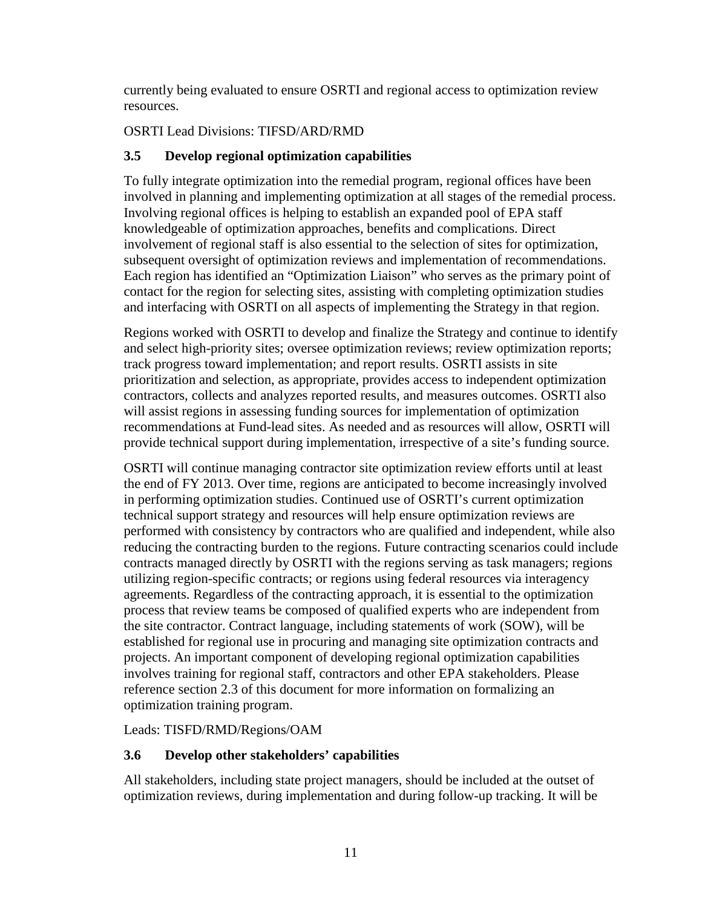currently being evaluated to ensure OSRTI and regional access to optimization review resources.

OSRTI Lead Divisions: TIFSD/ARD/RMD

### 3.5 Develop regional optimization capabilities

To fully integrate optimization into the remedial program, regional offices have been involved in planning and implementing optimization at all stages of the remedial process. Involving regional offices is helping to establish an expanded pool of EPA staff knowledgeable of optimization approaches, benefits and complications. Direct involvement of regional staff is also essential to the selection of sites for optimization, subsequent oversight of optimization reviews and implementation of recommendations. Each region has identified an "Optimization Liaison" who serves as the primary point of contact for the region for selecting sites, assisting with completing optimization studies and interfacing with OSRTI on all aspects of implementing the Strategy in that region.

Regions worked with OSRTI to develop and finalize the Strategy and continue to identify and select high-priority sites; oversee optimization reviews; review optimization reports; track progress toward implementation; and report results. OSRTI assists in site prioritization and selection, as appropriate, provides access to independent optimization contractors, collects and analyzes reported results, and measures outcomes. OSRTI also will assist regions in assessing funding sources for implementation of optimization recommendations at Fund-lead sites. As needed and as resources will allow, OSRTI will provide technical support during implementation, irrespective of a site's funding source.

OSRTI will continue managing contractor site optimization review efforts until at least the end of FY 2013. Over time, regions are anticipated to become increasingly involved in performing optimization studies. Continued use of OSRTI's current optimization technical support strategy and resources will help ensure optimization reviews are performed with consistency by contractors who are qualified and independent, while also reducing the contracting burden to the regions. Future contracting scenarios could include contracts managed directly by OSRTI with the regions serving as task managers; regions utilizing region-specific contracts; or regions using federal resources via interagency agreements. Regardless of the contracting approach, it is essential to the optimization process that review teams be composed of qualified experts who are independent from the site contractor. Contract language, including statements of work (SOW), will be established for regional use in procuring and managing site optimization contracts and projects. An important component of developing regional optimization capabilities involves training for regional staff, contractors and other EPA stakeholders. Please reference section 2.3 of this document for more information on formalizing an optimization training program.

Leads: TISFD/RMD/Regions/OAM

### 3.6 Develop other stakeholders' capabilities

All stakeholders, including state project managers, should be included at the outset of optimization reviews, during implementation and during follow-up tracking. It will be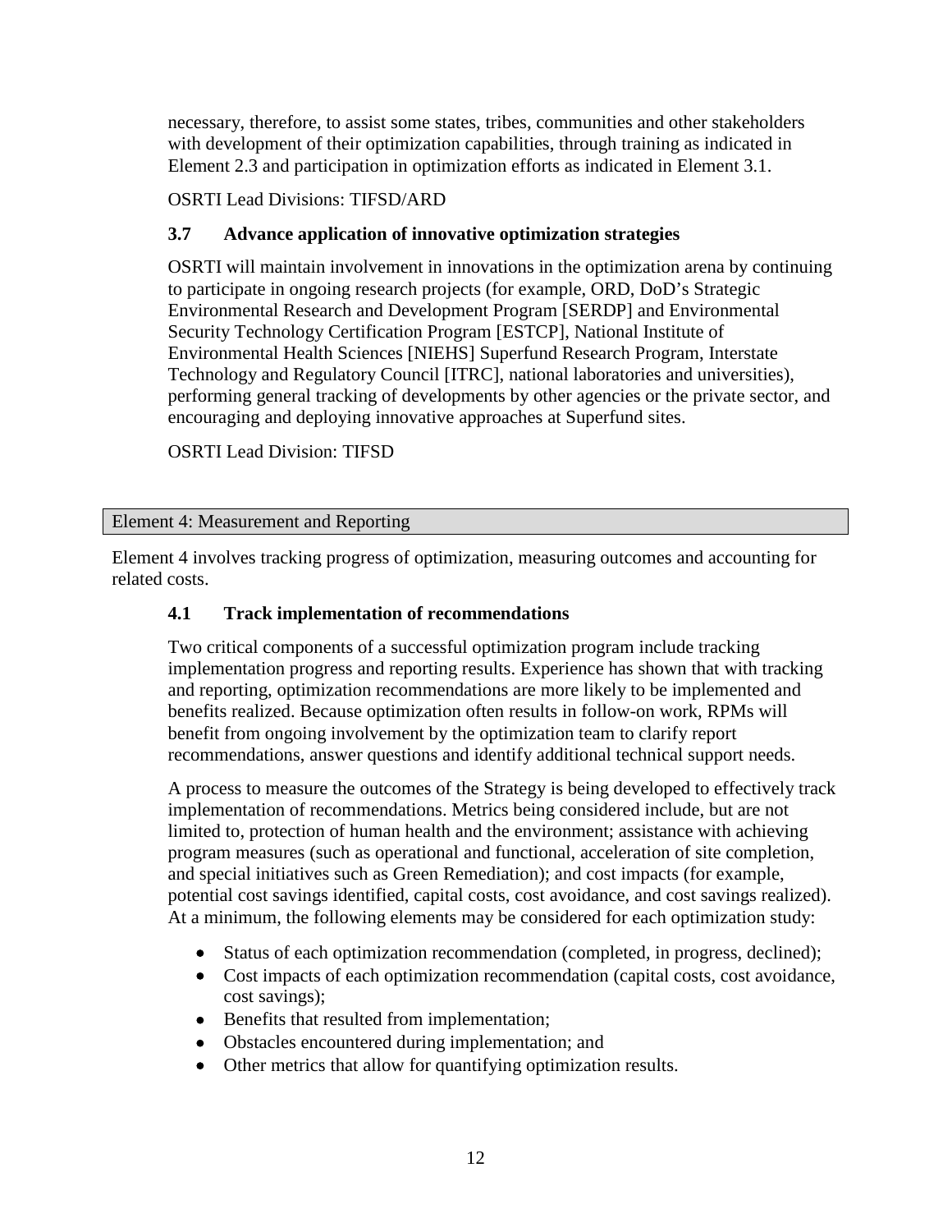necessary, therefore, to assist some states, tribes, communities and other stakeholders with development of their optimization capabilities, through training as indicated in Element 2.3 and participation in optimization efforts as indicated in Element 3.1.

OSRTI Lead Divisions: TIFSD/ARD

### 3.7 Advance application of innovative optimization strategies

OSRTI will maintain involvement in innovations in the optimization arena by continuing to participate in ongoing research projects (for example, ORD, DoD's Strategic Environmental Research and Development Program [SERDP] and Environmental Security Technology Certification Program [ESTCP], National Institute of Environmental Health Sciences [NIEHS] Superfund Research Program, Interstate Technology and Regulatory Council [ITRC], national laboratories and universities), performing general tracking of developments by other agencies or the private sector, and encouraging and deploying innovative approaches at Superfund sites.

OSRTI Lead Division: TIFSD

## Element 4: Measurement and Reporting

Element 4 involves tracking progress of optimization, measuring outcomes and accounting for related costs.

### 4.1 Track implementation of recommendations

Two critical components of a successful optimization program include tracking implementation progress and reporting results. Experience has shown that with tracking and reporting, optimization recommendations are more likely to be implemented and benefits realized. Because optimization often results in follow-on work, RPMs will benefit from ongoing involvement by the optimization team to clarify report recommendations, answer questions and identify additional technical support needs.

A process to measure the outcomes of the Strategy is being developed to effectively track implementation of recommendations. Metrics being considered include, but are not limited to, protection of human health and the environment; assistance with achieving program measures (such as operational and functional, acceleration of site completion, and special initiatives such as Green Remediation); and cost impacts (for example, potential cost savings identified, capital costs, cost avoidance, and cost savings realized). At a minimum, the following elements may be considered for each optimization study:

- Status of each optimization recommendation (completed, in progress, declined);
- Cost impacts of each optimization recommendation (capital costs, cost avoidance, cost savings);
- Benefits that resulted from implementation;
- Obstacles encountered during implementation; and
- Other metrics that allow for quantifying optimization results.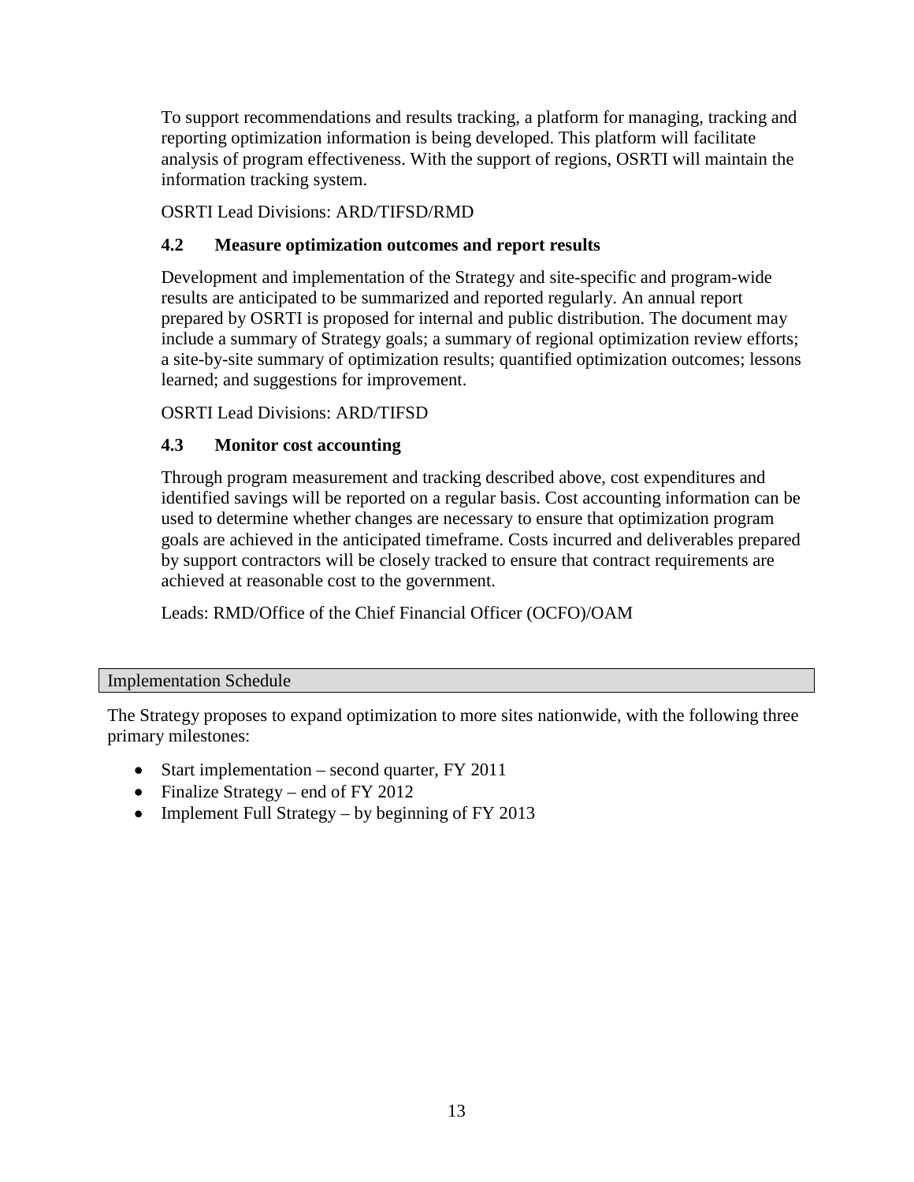To support recommendations and results tracking, a platform for managing, tracking and reporting optimization information is being developed. This platform will facilitate analysis of program effectiveness. With the support of regions, OSRTI will maintain the information tracking system.

OSRTI Lead Divisions: ARD/TIFSD/RMD

### 4.2 Measure optimization outcomes and report results

Development and implementation of the Strategy and site-specific and program-wide results are anticipated to be summarized and reported regularly. An annual report prepared by OSRTI is proposed for internal and public distribution. The document may include a summary of Strategy goals; a summary of regional optimization review efforts; a site-by-site summary of optimization results; quantified optimization outcomes; lessons learned; and suggestions for improvement.

OSRTI Lead Divisions: ARD/TIFSD

### 4.3 Monitor cost accounting

Through program measurement and tracking described above, cost expenditures and identified savings will be reported on a regular basis. Cost accounting information can be used to determine whether changes are necessary to ensure that optimization program goals are achieved in the anticipated timeframe. Costs incurred and deliverables prepared by support contractors will be closely tracked to ensure that contract requirements are achieved at reasonable cost to the government.

Leads: RMD/Office of the Chief Financial Officer (OCFO)/OAM

## Implementation Schedule

The Strategy proposes to expand optimization to more sites nationwide, with the following three primary milestones:

- Start implementation – second quarter, FY 2011
- Finalize Strategy – end of FY 2012
- Implement Full Strategy – by beginning of FY 2013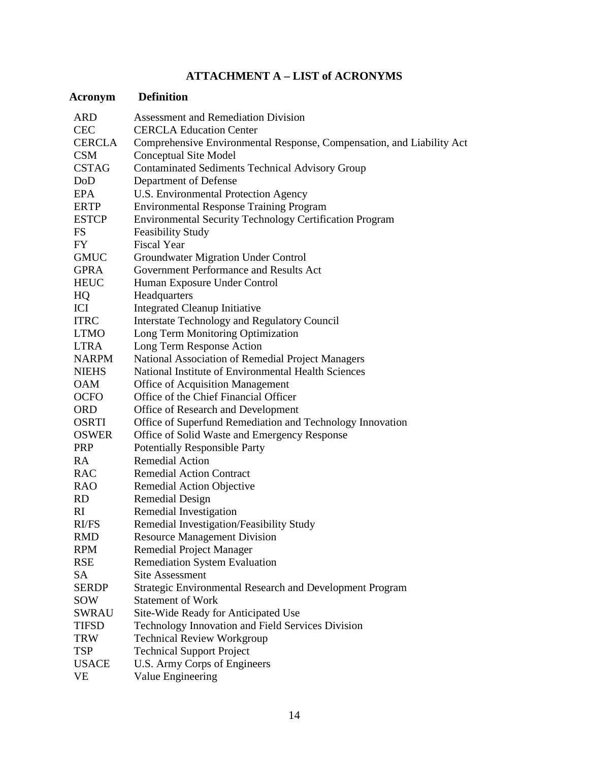## ATTACHMENT A – LIST of ACRONYMS

| Acronym | Definition |
|---|---|
| ARD | Assessment and Remediation Division |
| CEC | CERCLA Education Center |
| CERCLA | Comprehensive Environmental Response, Compensation, and Liability Act |
| CSM | Conceptual Site Model |
| CSTAG | Contaminated Sediments Technical Advisory Group |
| DoD | Department of Defense |
| EPA | U.S. Environmental Protection Agency |
| ERTP | Environmental Response Training Program |
| ESTCP | Environmental Security Technology Certification Program |
| FS | Feasibility Study |
| FY | Fiscal Year |
| GMUC | Groundwater Migration Under Control |
| GPRA | Government Performance and Results Act |
| HEUC | Human Exposure Under Control |
| HQ | Headquarters |
| ICI | Integrated Cleanup Initiative |
| ITRC | Interstate Technology and Regulatory Council |
| LTMO | Long Term Monitoring Optimization |
| LTRA | Long Term Response Action |
| NARPM | National Association of Remedial Project Managers |
| NIEHS | National Institute of Environmental Health Sciences |
| OAM | Office of Acquisition Management |
| OCFO | Office of the Chief Financial Officer |
| ORD | Office of Research and Development |
| OSRTI | Office of Superfund Remediation and Technology Innovation |
| OSWER | Office of Solid Waste and Emergency Response |
| PRP | Potentially Responsible Party |
| RA | Remedial Action |
| RAC | Remedial Action Contract |
| RAO | Remedial Action Objective |
| RD | Remedial Design |
| RI | Remedial Investigation |
| RI/FS | Remedial Investigation/Feasibility Study |
| RMD | Resource Management Division |
| RPM | Remedial Project Manager |
| RSE | Remediation System Evaluation |
| SA | Site Assessment |
| SERDP | Strategic Environmental Research and Development Program |
| SOW | Statement of Work |
| SWRAU | Site-Wide Ready for Anticipated Use |
| TIFSD | Technology Innovation and Field Services Division |
| TRW | Technical Review Workgroup |
| TSP | Technical Support Project |
| USACE | U.S. Army Corps of Engineers |
| VE | Value Engineering |